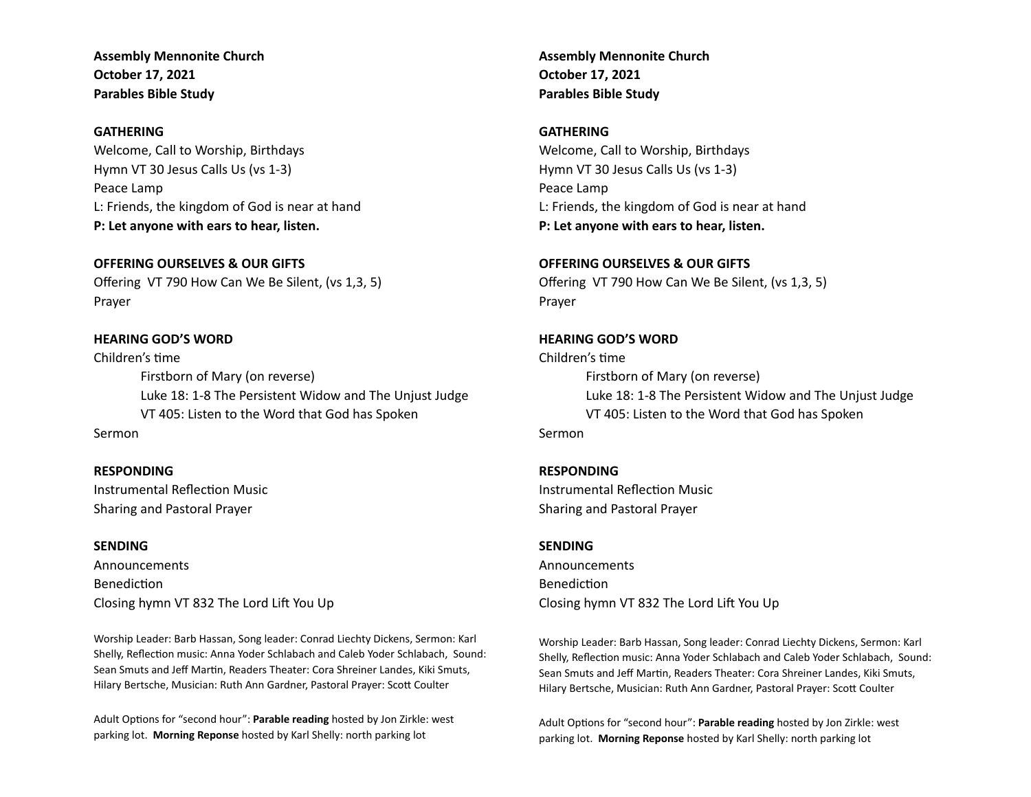**Assembly Mennonite Church**
**October 17, 2021**
**Parables Bible Study**

**GATHERING**

Welcome, Call to Worship, Birthdays
Hymn VT 30 Jesus Calls Us (vs 1-3)
Peace Lamp
L: Friends, the kingdom of God is near at hand
**P: Let anyone with ears to hear, listen.**

**OFFERING OURSELVES & OUR GIFTS**

Offering VT 790 How Can We Be Silent, (vs 1,3, 5)
Prayer

**HEARING GOD'S WORD**

Children's time
    Firstborn of Mary (on reverse)
    Luke 18: 1-8 The Persistent Widow and The Unjust Judge
    VT 405: Listen to the Word that God has Spoken
Sermon

**RESPONDING**

Instrumental Reflection Music
Sharing and Pastoral Prayer

**SENDING**

Announcements
Benediction
Closing hymn VT 832 The Lord Lift You Up

Worship Leader: Barb Hassan, Song leader: Conrad Liechty Dickens, Sermon: Karl Shelly, Reflection music: Anna Yoder Schlabach and Caleb Yoder Schlabach, Sound: Sean Smuts and Jeff Martin, Readers Theater: Cora Shreiner Landes, Kiki Smuts, Hilary Bertsche, Musician: Ruth Ann Gardner, Pastoral Prayer: Scott Coulter

Adult Options for "second hour": **Parable reading** hosted by Jon Zirkle: west parking lot. **Morning Reponse** hosted by Karl Shelly: north parking lot

**Assembly Mennonite Church**
**October 17, 2021**
**Parables Bible Study**

**GATHERING**

Welcome, Call to Worship, Birthdays
Hymn VT 30 Jesus Calls Us (vs 1-3)
Peace Lamp
L: Friends, the kingdom of God is near at hand
**P: Let anyone with ears to hear, listen.**

**OFFERING OURSELVES & OUR GIFTS**

Offering VT 790 How Can We Be Silent, (vs 1,3, 5)
Prayer

**HEARING GOD'S WORD**

Children's time
    Firstborn of Mary (on reverse)
    Luke 18: 1-8 The Persistent Widow and The Unjust Judge
    VT 405: Listen to the Word that God has Spoken
Sermon

**RESPONDING**

Instrumental Reflection Music
Sharing and Pastoral Prayer

**SENDING**

Announcements
Benediction
Closing hymn VT 832 The Lord Lift You Up

Worship Leader: Barb Hassan, Song leader: Conrad Liechty Dickens, Sermon: Karl Shelly, Reflection music: Anna Yoder Schlabach and Caleb Yoder Schlabach, Sound: Sean Smuts and Jeff Martin, Readers Theater: Cora Shreiner Landes, Kiki Smuts, Hilary Bertsche, Musician: Ruth Ann Gardner, Pastoral Prayer: Scott Coulter

Adult Options for "second hour": **Parable reading** hosted by Jon Zirkle: west parking lot. **Morning Reponse** hosted by Karl Shelly: north parking lot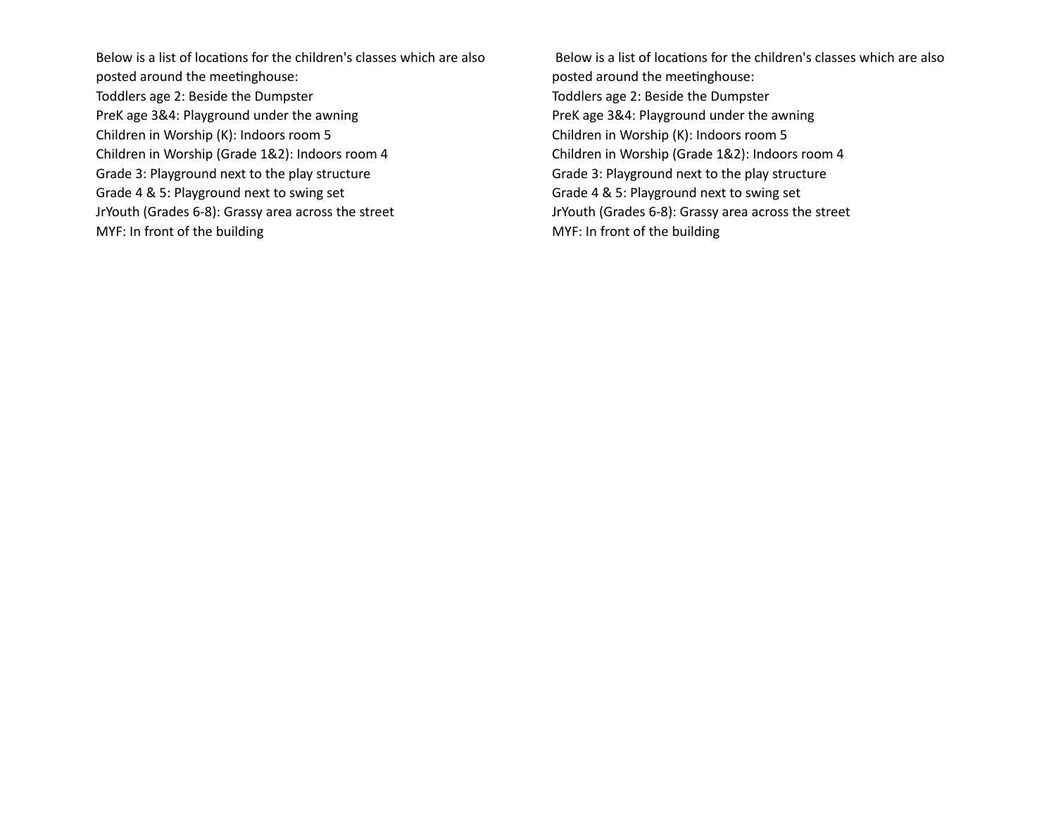Below is a list of locations for the children's classes which are also posted around the meetinghouse:
Toddlers age 2: Beside the Dumpster
PreK age 3&4: Playground under the awning
Children in Worship (K): Indoors room 5
Children in Worship (Grade 1&2): Indoors room 4
Grade 3: Playground next to the play structure
Grade 4 & 5: Playground next to swing set
JrYouth (Grades 6-8): Grassy area across the street
MYF: In front of the building

Below is a list of locations for the children's classes which are also posted around the meetinghouse:
Toddlers age 2: Beside the Dumpster
PreK age 3&4: Playground under the awning
Children in Worship (K): Indoors room 5
Children in Worship (Grade 1&2): Indoors room 4
Grade 3: Playground next to the play structure
Grade 4 & 5: Playground next to swing set
JrYouth (Grades 6-8): Grassy area across the street
MYF: In front of the building